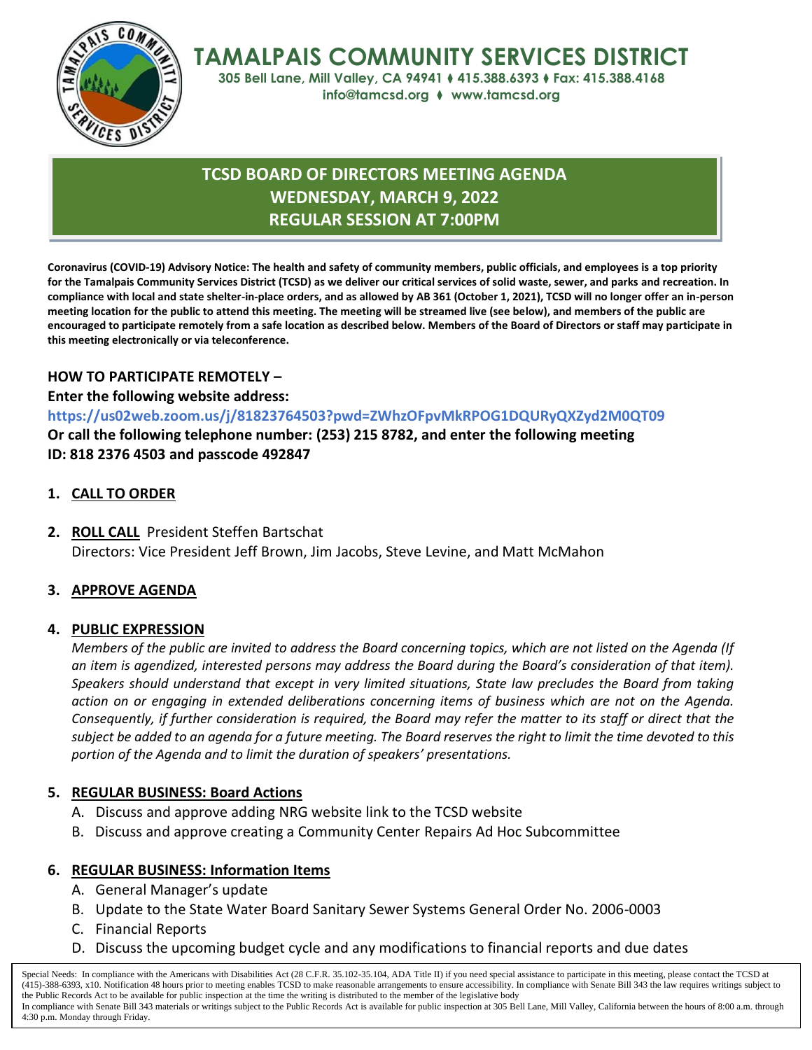# TAMALPAIS COMMUNITY SERVICES DISTRICT

**305 Bell Lane, Mill Valley, CA 94941 ⧫ 415.388.6393 ⧫ Fax: 415.388.4168**
**info@tamcsd.org ⧫ www.tamcsd.org**

## TCSD BOARD OF DIRECTORS MEETING AGENDA
## WEDNESDAY, MARCH 9, 2022
## REGULAR SESSION AT 7:00PM

**Coronavirus (COVID-19) Advisory Notice: The health and safety of community members, public officials, and employees is a top priority for the Tamalpais Community Services District (TCSD) as we deliver our critical services of solid waste, sewer, and parks and recreation. In compliance with local and state shelter-in-place orders, and as allowed by AB 361 (October 1, 2021), TCSD will no longer offer an in-person meeting location for the public to attend this meeting. The meeting will be streamed live (see below), and members of the public are encouraged to participate remotely from a safe location as described below. Members of the Board of Directors or staff may participate in this meeting electronically or via teleconference.**

**HOW TO PARTICIPATE REMOTELY –**

**Enter the following website address:**

**https://us02web.zoom.us/j/81823764503?pwd=ZWhzOFpvMkRPOG1DQURyQXZyd2M0QT09**

**Or call the following telephone number: (253) 215 8782, and enter the following meeting ID: 818 2376 4503 and passcode 492847**

1. **CALL TO ORDER**

2. **ROLL CALL** President Steffen Bartschat
   Directors: Vice President Jeff Brown, Jim Jacobs, Steve Levine, and Matt McMahon

3. **APPROVE AGENDA**

4. **PUBLIC EXPRESSION**
   *Members of the public are invited to address the Board concerning topics, which are not listed on the Agenda (If an item is agendized, interested persons may address the Board during the Board's consideration of that item). Speakers should understand that except in very limited situations, State law precludes the Board from taking action on or engaging in extended deliberations concerning items of business which are not on the Agenda. Consequently, if further consideration is required, the Board may refer the matter to its staff or direct that the subject be added to an agenda for a future meeting. The Board reserves the right to limit the time devoted to this portion of the Agenda and to limit the duration of speakers' presentations.*

5. **REGULAR BUSINESS: Board Actions**
   A. Discuss and approve adding NRG website link to the TCSD website
   B. Discuss and approve creating a Community Center Repairs Ad Hoc Subcommittee

6. **REGULAR BUSINESS: Information Items**
   A. General Manager's update
   B. Update to the State Water Board Sanitary Sewer Systems General Order No. 2006-0003
   C. Financial Reports
   D. Discuss the upcoming budget cycle and any modifications to financial reports and due dates

Special Needs: In compliance with the Americans with Disabilities Act (28 C.F.R. 35.102-35.104, ADA Title II) if you need special assistance to participate in this meeting, please contact the TCSD at (415)-388-6393, x10. Notification 48 hours prior to meeting enables TCSD to make reasonable arrangements to ensure accessibility. In compliance with Senate Bill 343 the law requires writings subject to the Public Records Act to be available for public inspection at the time the writing is distributed to the member of the legislative body
In compliance with Senate Bill 343 materials or writings subject to the Public Records Act is available for public inspection at 305 Bell Lane, Mill Valley, California between the hours of 8:00 a.m. through 4:30 p.m. Monday through Friday.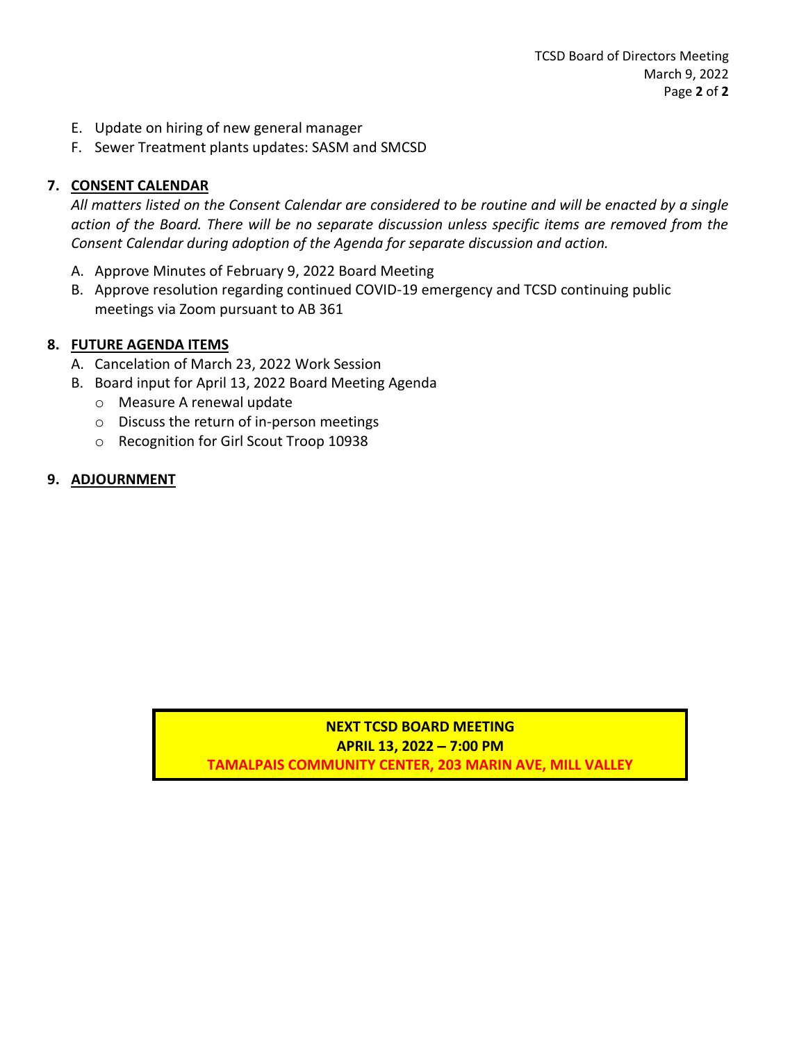E. Update on hiring of new general manager
F. Sewer Treatment plants updates: SASM and SMCSD

## 7. CONSENT CALENDAR

*All matters listed on the Consent Calendar are considered to be routine and will be enacted by a single action of the Board. There will be no separate discussion unless specific items are removed from the Consent Calendar during adoption of the Agenda for separate discussion and action.*

A. Approve Minutes of February 9, 2022 Board Meeting
B. Approve resolution regarding continued COVID-19 emergency and TCSD continuing public meetings via Zoom pursuant to AB 361

## 8. FUTURE AGENDA ITEMS

A. Cancelation of March 23, 2022 Work Session
B. Board input for April 13, 2022 Board Meeting Agenda
   - Measure A renewal update
   - Discuss the return of in-person meetings
   - Recognition for Girl Scout Troop 10938

## 9. ADJOURNMENT

**NEXT TCSD BOARD MEETING**
**APRIL 13, 2022 – 7:00 PM**
**TAMALPAIS COMMUNITY CENTER, 203 MARIN AVE, MILL VALLEY**